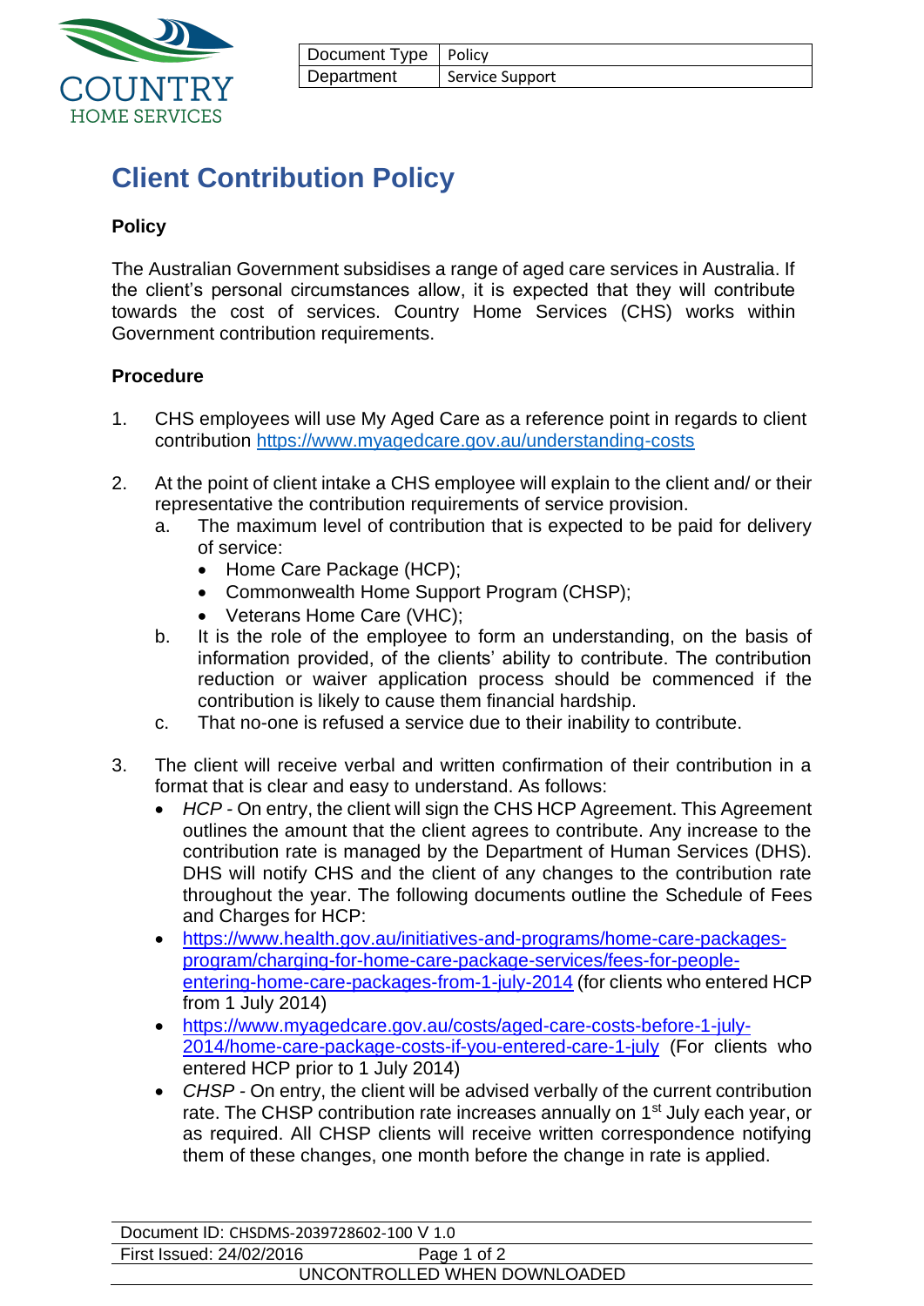| Document Type | Policy |
|---|---|
| Department | Service Support |

# Client Contribution Policy

**Policy**

The Australian Government subsidises a range of aged care services in Australia. If the client's personal circumstances allow, it is expected that they will contribute towards the cost of services. Country Home Services (CHS) works within Government contribution requirements.

**Procedure**

1. CHS employees will use My Aged Care as a reference point in regards to client contribution https://www.myagedcare.gov.au/understanding-costs

2. At the point of client intake a CHS employee will explain to the client and/ or their representative the contribution requirements of service provision.
   a. The maximum level of contribution that is expected to be paid for delivery of service:
      - Home Care Package (HCP);
      - Commonwealth Home Support Program (CHSP);
      - Veterans Home Care (VHC);
   
   b. It is the role of the employee to form an understanding, on the basis of information provided, of the clients' ability to contribute. The contribution reduction or waiver application process should be commenced if the contribution is likely to cause them financial hardship.
   
   c. That no-one is refused a service due to their inability to contribute.

3. The client will receive verbal and written confirmation of their contribution in a format that is clear and easy to understand. As follows:
   - *HCP* - On entry, the client will sign the CHS HCP Agreement. This Agreement outlines the amount that the client agrees to contribute. Any increase to the contribution rate is managed by the Department of Human Services (DHS). DHS will notify CHS and the client of any changes to the contribution rate throughout the year. The following documents outline the Schedule of Fees and Charges for HCP:
   - https://www.health.gov.au/initiatives-and-programs/home-care-packages-program/charging-for-home-care-package-services/fees-for-people-entering-home-care-packages-from-1-july-2014 (for clients who entered HCP from 1 July 2014)
   - https://www.myagedcare.gov.au/costs/aged-care-costs-before-1-july-2014/home-care-package-costs-if-you-entered-care-1-july (For clients who entered HCP prior to 1 July 2014)
   - *CHSP* - On entry, the client will be advised verbally of the current contribution rate. The CHSP contribution rate increases annually on 1st July each year, or as required. All CHSP clients will receive written correspondence notifying them of these changes, one month before the change in rate is applied.

Document ID: CHSDMS-2039728602-100 V 1.0
First Issued: 24/02/2016
UNCONTROLLED WHEN DOWNLOADED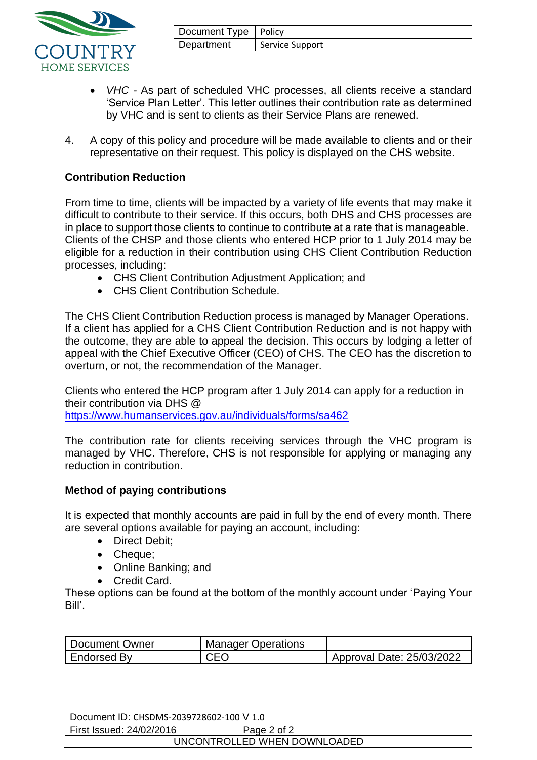- *VHC* - As part of scheduled VHC processes, all clients receive a standard 'Service Plan Letter'. This letter outlines their contribution rate as determined by VHC and is sent to clients as their Service Plans are renewed.

4. A copy of this policy and procedure will be made available to clients and or their representative on their request. This policy is displayed on the CHS website.

**Contribution Reduction**

From time to time, clients will be impacted by a variety of life events that may make it difficult to contribute to their service. If this occurs, both DHS and CHS processes are in place to support those clients to continue to contribute at a rate that is manageable. Clients of the CHSP and those clients who entered HCP prior to 1 July 2014 may be eligible for a reduction in their contribution using CHS Client Contribution Reduction processes, including:

- CHS Client Contribution Adjustment Application; and
- CHS Client Contribution Schedule.

The CHS Client Contribution Reduction process is managed by Manager Operations. If a client has applied for a CHS Client Contribution Reduction and is not happy with the outcome, they are able to appeal the decision. This occurs by lodging a letter of appeal with the Chief Executive Officer (CEO) of CHS. The CEO has the discretion to overturn, or not, the recommendation of the Manager.

Clients who entered the HCP program after 1 July 2014 can apply for a reduction in their contribution via DHS @
https://www.humanservices.gov.au/individuals/forms/sa462

The contribution rate for clients receiving services through the VHC program is managed by VHC. Therefore, CHS is not responsible for applying or managing any reduction in contribution.

**Method of paying contributions**

It is expected that monthly accounts are paid in full by the end of every month. There are several options available for paying an account, including:

- Direct Debit;
- Cheque;
- Online Banking; and
- Credit Card.

These options can be found at the bottom of the monthly account under 'Paying Your Bill'.

| | | |
|---|---|---|
| Document Owner | Manager Operations | |
| Endorsed By | CEO | Approval Date: 25/03/2022 |